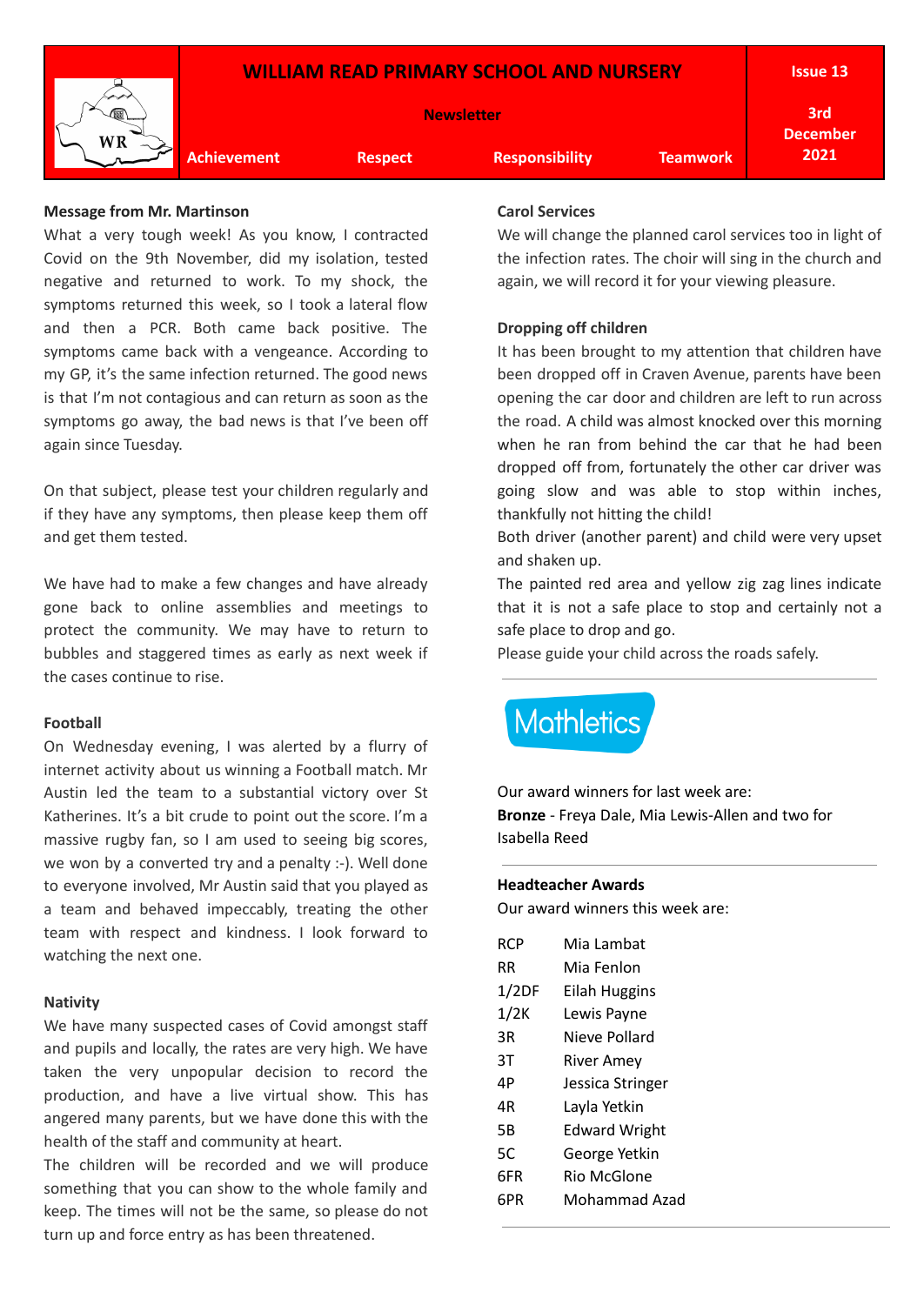# WILLIAM READ PRIMARY SCHOOL AND NURSERY

**Newsletter**

**Issue 13**

**3rd December 2021**

**Achievement** | **Respect** | **Responsibility** | **Teamwork**

**Message from Mr. Martinson**

What a very tough week! As you know, I contracted Covid on the 9th November, did my isolation, tested negative and returned to work. To my shock, the symptoms returned this week, so I took a lateral flow and then a PCR. Both came back positive. The symptoms came back with a vengeance. According to my GP, it's the same infection returned. The good news is that I'm not contagious and can return as soon as the symptoms go away, the bad news is that I've been off again since Tuesday.

On that subject, please test your children regularly and if they have any symptoms, then please keep them off and get them tested.

We have had to make a few changes and have already gone back to online assemblies and meetings to protect the community. We may have to return to bubbles and staggered times as early as next week if the cases continue to rise.

**Football**

On Wednesday evening, I was alerted by a flurry of internet activity about us winning a Football match. Mr Austin led the team to a substantial victory over St Katherines. It's a bit crude to point out the score. I'm a massive rugby fan, so I am used to seeing big scores, we won by a converted try and a penalty :-). Well done to everyone involved, Mr Austin said that you played as a team and behaved impeccably, treating the other team with respect and kindness. I look forward to watching the next one.

**Nativity**

We have many suspected cases of Covid amongst staff and pupils and locally, the rates are very high. We have taken the very unpopular decision to record the production, and have a live virtual show. This has angered many parents, but we have done this with the health of the staff and community at heart.

The children will be recorded and we will produce something that you can show to the whole family and keep. The times will not be the same, so please do not turn up and force entry as has been threatened.

**Carol Services**

We will change the planned carol services too in light of the infection rates. The choir will sing in the church and again, we will record it for your viewing pleasure.

**Dropping off children**

It has been brought to my attention that children have been dropped off in Craven Avenue, parents have been opening the car door and children are left to run across the road. A child was almost knocked over this morning when he ran from behind the car that he had been dropped off from, fortunately the other car driver was going slow and was able to stop within inches, thankfully not hitting the child!

Both driver (another parent) and child were very upset and shaken up.

The painted red area and yellow zig zag lines indicate that it is not a safe place to stop and certainly not a safe place to drop and go.

Please guide your child across the roads safely.

---

**Mathletics**

Our award winners for last week are:

**Bronze** - Freya Dale, Mia Lewis-Allen and two for Isabella Reed

---

**Headteacher Awards**

Our award winners this week are:

| Class | Name |
|---|---|
| RCP | Mia Lambat |
| RR | Mia Fenlon |
| 1/2DF | Eilah Huggins |
| 1/2K | Lewis Payne |
| 3R | Nieve Pollard |
| 3T | River Amey |
| 4P | Jessica Stringer |
| 4R | Layla Yetkin |
| 5B | Edward Wright |
| 5C | George Yetkin |
| 6FR | Rio McGlone |
| 6PR | Mohammad Azad |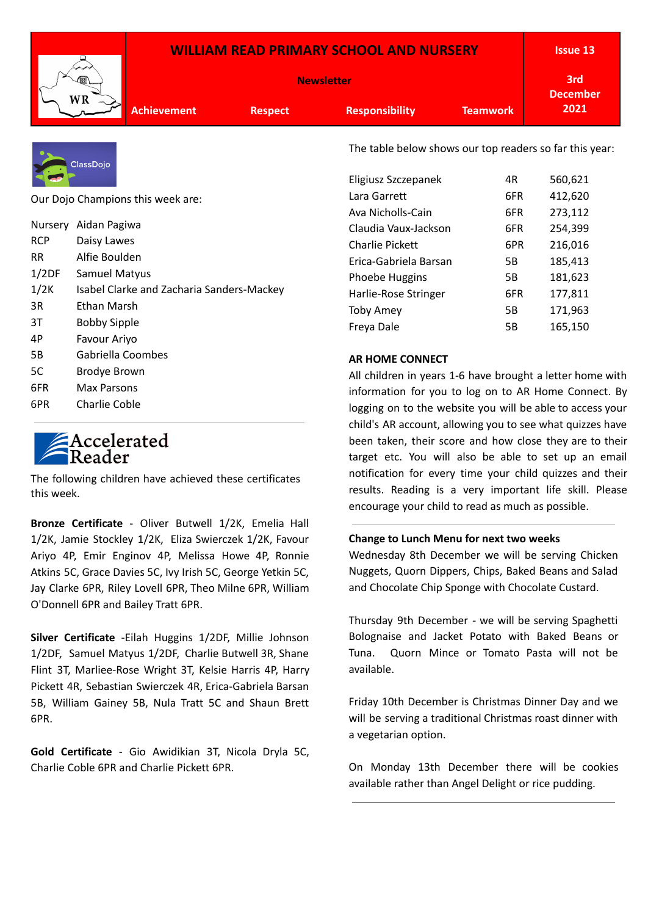# WILLIAM READ PRIMARY SCHOOL AND NURSERY

**Newsletter**

**Issue 13** | **3rd December 2021**

**Achievement** | **Respect** | **Responsibility** | **Teamwork**

ClassDojo

Our Dojo Champions this week are:

| | |
|---|---|
| Nursery | Aidan Pagiwa |
| RCP | Daisy Lawes |
| RR | Alfie Boulden |
| 1/2DF | Samuel Matyus |
| 1/2K | Isabel Clarke and Zacharia Sanders-Mackey |
| 3R | Ethan Marsh |
| 3T | Bobby Sipple |
| 4P | Favour Ariyo |
| 5B | Gabriella Coombes |
| 5C | Brodye Brown |
| 6FR | Max Parsons |
| 6PR | Charlie Coble |

Accelerated Reader

The following children have achieved these certificates this week.

**Bronze Certificate** - Oliver Butwell 1/2K, Emelia Hall 1/2K, Jamie Stockley 1/2K, Eliza Swierczek 1/2K, Favour Ariyo 4P, Emir Enginov 4P, Melissa Howe 4P, Ronnie Atkins 5C, Grace Davies 5C, Ivy Irish 5C, George Yetkin 5C, Jay Clarke 6PR, Riley Lovell 6PR, Theo Milne 6PR, William O'Donnell 6PR and Bailey Tratt 6PR.

**Silver Certificate** -Eilah Huggins 1/2DF, Millie Johnson 1/2DF, Samuel Matyus 1/2DF, Charlie Butwell 3R, Shane Flint 3T, Marliee-Rose Wright 3T, Kelsie Harris 4P, Harry Pickett 4R, Sebastian Swierczek 4R, Erica-Gabriela Barsan 5B, William Gainey 5B, Nula Tratt 5C and Shaun Brett 6PR.

**Gold Certificate** - Gio Awidikian 3T, Nicola Dryla 5C, Charlie Coble 6PR and Charlie Pickett 6PR.

The table below shows our top readers so far this year:

| | | |
|---|---|---|
| Eligiusz Szczepanek | 4R | 560,621 |
| Lara Garrett | 6FR | 412,620 |
| Ava Nicholls-Cain | 6FR | 273,112 |
| Claudia Vaux-Jackson | 6FR | 254,399 |
| Charlie Pickett | 6PR | 216,016 |
| Erica-Gabriela Barsan | 5B | 185,413 |
| Phoebe Huggins | 5B | 181,623 |
| Harlie-Rose Stringer | 6FR | 177,811 |
| Toby Amey | 5B | 171,963 |
| Freya Dale | 5B | 165,150 |

**AR HOME CONNECT**

All children in years 1-6 have brought a letter home with information for you to log on to AR Home Connect. By logging on to the website you will be able to access your child's AR account, allowing you to see what quizzes have been taken, their score and how close they are to their target etc. You will also be able to set up an email notification for every time your child quizzes and their results. Reading is a very important life skill. Please encourage your child to read as much as possible.

**Change to Lunch Menu for next two weeks**

Wednesday 8th December we will be serving Chicken Nuggets, Quorn Dippers, Chips, Baked Beans and Salad and Chocolate Chip Sponge with Chocolate Custard.

Thursday 9th December - we will be serving Spaghetti Bolognaise and Jacket Potato with Baked Beans or Tuna. Quorn Mince or Tomato Pasta will not be available.

Friday 10th December is Christmas Dinner Day and we will be serving a traditional Christmas roast dinner with a vegetarian option.

On Monday 13th December there will be cookies available rather than Angel Delight or rice pudding.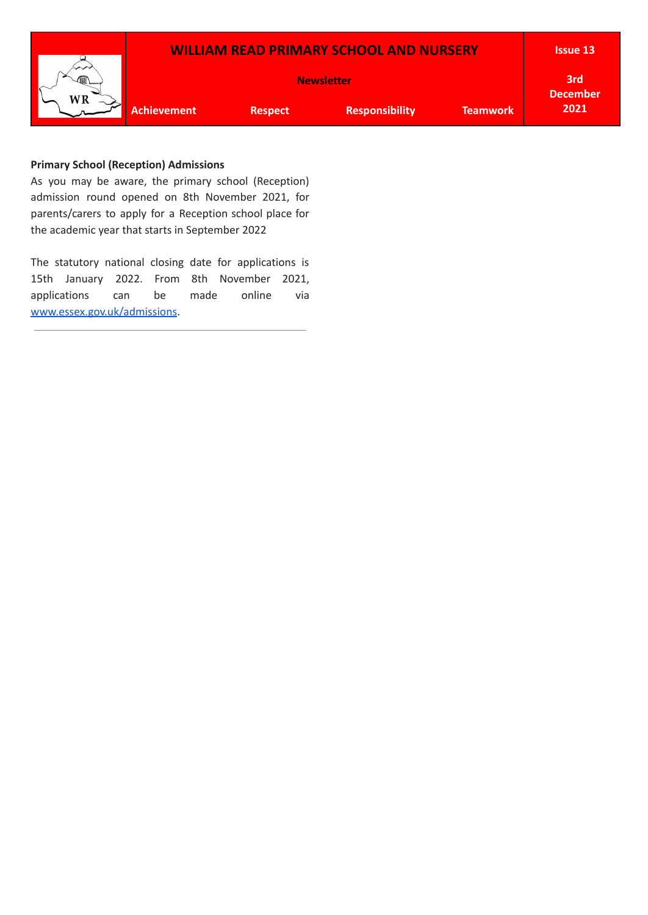**Primary School (Reception) Admissions**

As you may be aware, the primary school (Reception) admission round opened on 8th November 2021, for parents/carers to apply for a Reception school place for the academic year that starts in September 2022

The statutory national closing date for applications is 15th January 2022. From 8th November 2021, applications can be made online via [www.essex.gov.uk/admissions](www.essex.gov.uk/admissions).

---